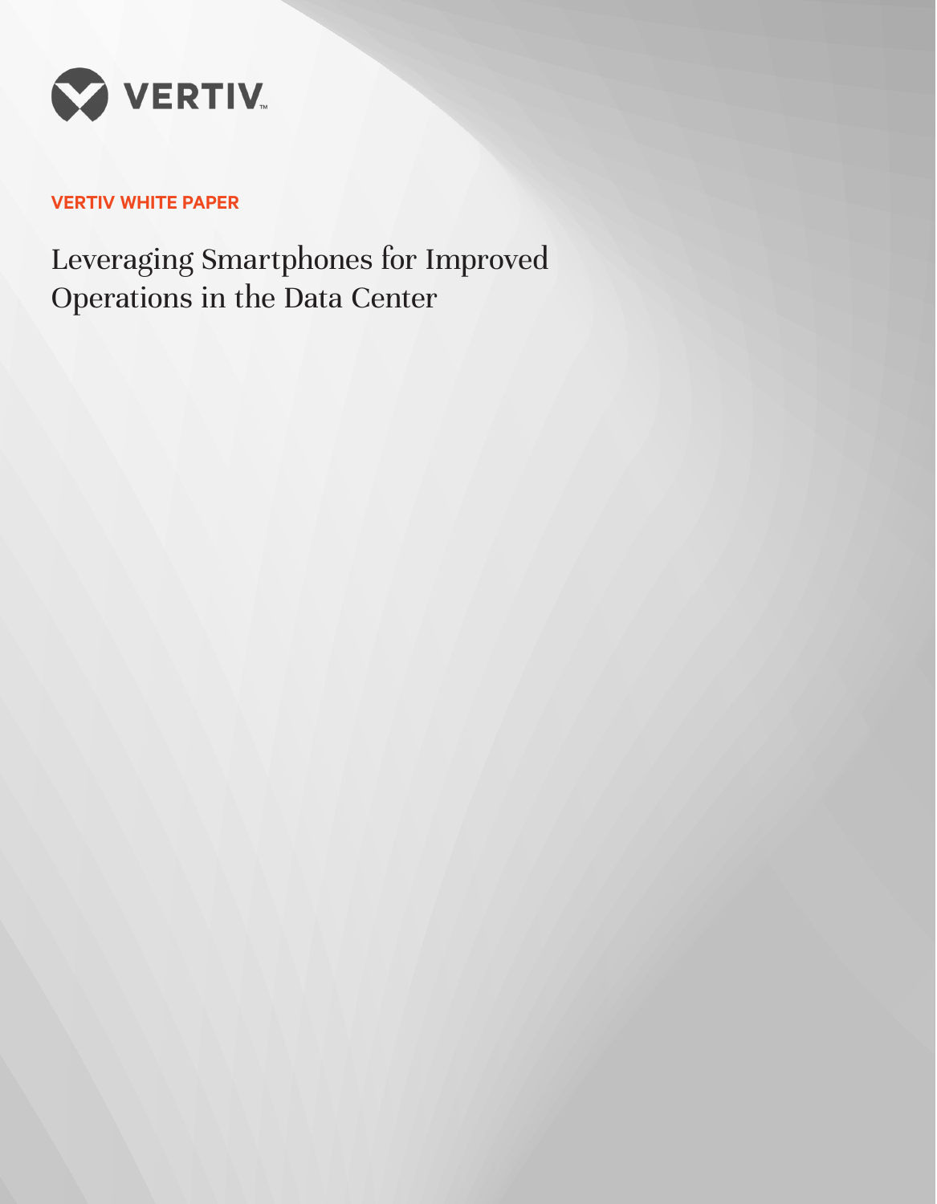VERTIV

VERTIV WHITE PAPER

# Leveraging Smartphones for Improved Operations in the Data Center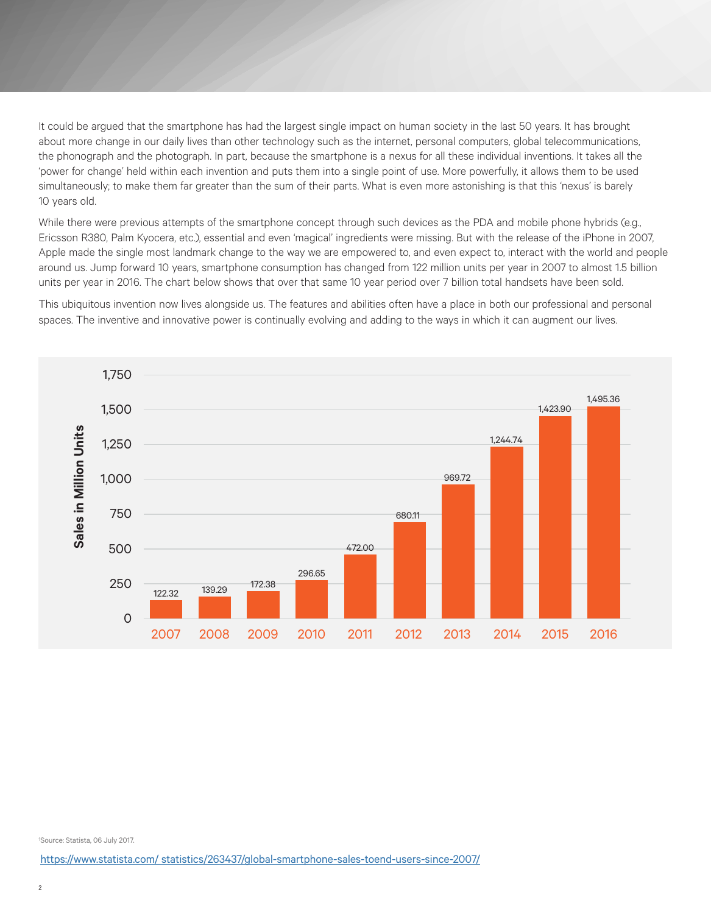It could be argued that the smartphone has had the largest single impact on human society in the last 50 years. It has brought about more change in our daily lives than other technology such as the internet, personal computers, global telecommunications, the phonograph and the photograph. In part, because the smartphone is a nexus for all these individual inventions. It takes all the 'power for change' held within each invention and puts them into a single point of use. More powerfully, it allows them to be used simultaneously; to make them far greater than the sum of their parts. What is even more astonishing is that this 'nexus' is barely 10 years old.

While there were previous attempts of the smartphone concept through such devices as the PDA and mobile phone hybrids (e.g., Ericsson R380, Palm Kyocera, etc.), essential and even 'magical' ingredients were missing. But with the release of the iPhone in 2007, Apple made the single most landmark change to the way we are empowered to, and even expect to, interact with the world and people around us. Jump forward 10 years, smartphone consumption has changed from 122 million units per year in 2007 to almost 1.5 billion units per year in 2016. The chart below shows that over that same 10 year period over 7 billion total handsets have been sold.

This ubiquitous invention now lives alongside us. The features and abilities often have a place in both our professional and personal spaces. The inventive and innovative power is continually evolving and adding to the ways in which it can augment our lives.

| Year | Sales in Million Units |
|---|---|
| 2007 | 122.32 |
| 2008 | 139.29 |
| 2009 | 172.38 |
| 2010 | 296.65 |
| 2011 | 472.00 |
| 2012 | 680.11 |
| 2013 | 969.72 |
| 2014 | 1,244.74 |
| 2015 | 1,423.90 |
| 2016 | 1,495.36 |

[1]Source: Statista, 06 July 2017.

https://www.statista.com/ statistics/263437/global-smartphone-sales-toend-users-since-2007/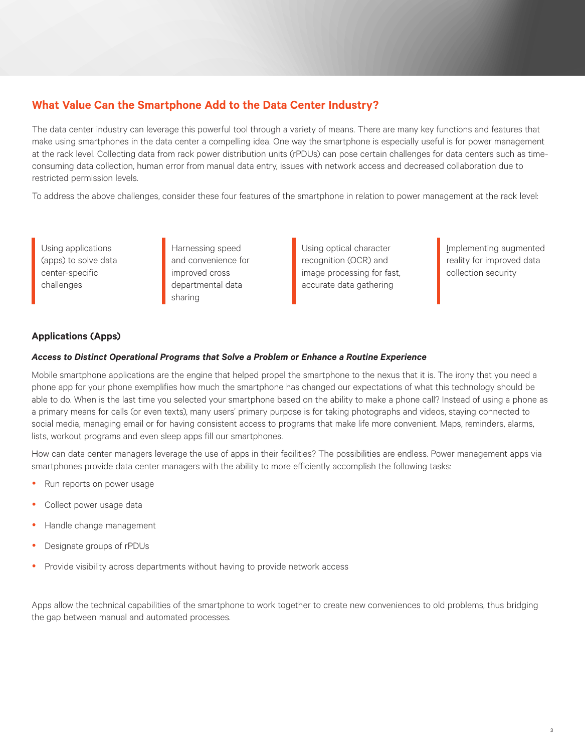## What Value Can the Smartphone Add to the Data Center Industry?

The data center industry can leverage this powerful tool through a variety of means. There are many key functions and features that make using smartphones in the data center a compelling idea. One way the smartphone is especially useful is for power management at the rack level. Collecting data from rack power distribution units (rPDUs) can pose certain challenges for data centers such as time-consuming data collection, human error from manual data entry, issues with network access and decreased collaboration due to restricted permission levels.

To address the above challenges, consider these four features of the smartphone in relation to power management at the rack level:

- Using applications (apps) to solve data center-specific challenges
- Harnessing speed and convenience for improved cross departmental data sharing
- Using optical character recognition (OCR) and image processing for fast, accurate data gathering
- Implementing augmented reality for improved data collection security

### Applications (Apps)

***Access to Distinct Operational Programs that Solve a Problem or Enhance a Routine Experience***

Mobile smartphone applications are the engine that helped propel the smartphone to the nexus that it is. The irony that you need a phone app for your phone exemplifies how much the smartphone has changed our expectations of what this technology should be able to do. When is the last time you selected your smartphone based on the ability to make a phone call? Instead of using a phone as a primary means for calls (or even texts), many users' primary purpose is for taking photographs and videos, staying connected to social media, managing email or for having consistent access to programs that make life more convenient. Maps, reminders, alarms, lists, workout programs and even sleep apps fill our smartphones.

How can data center managers leverage the use of apps in their facilities? The possibilities are endless. Power management apps via smartphones provide data center managers with the ability to more efficiently accomplish the following tasks:

- Run reports on power usage
- Collect power usage data
- Handle change management
- Designate groups of rPDUs
- Provide visibility across departments without having to provide network access

Apps allow the technical capabilities of the smartphone to work together to create new conveniences to old problems, thus bridging the gap between manual and automated processes.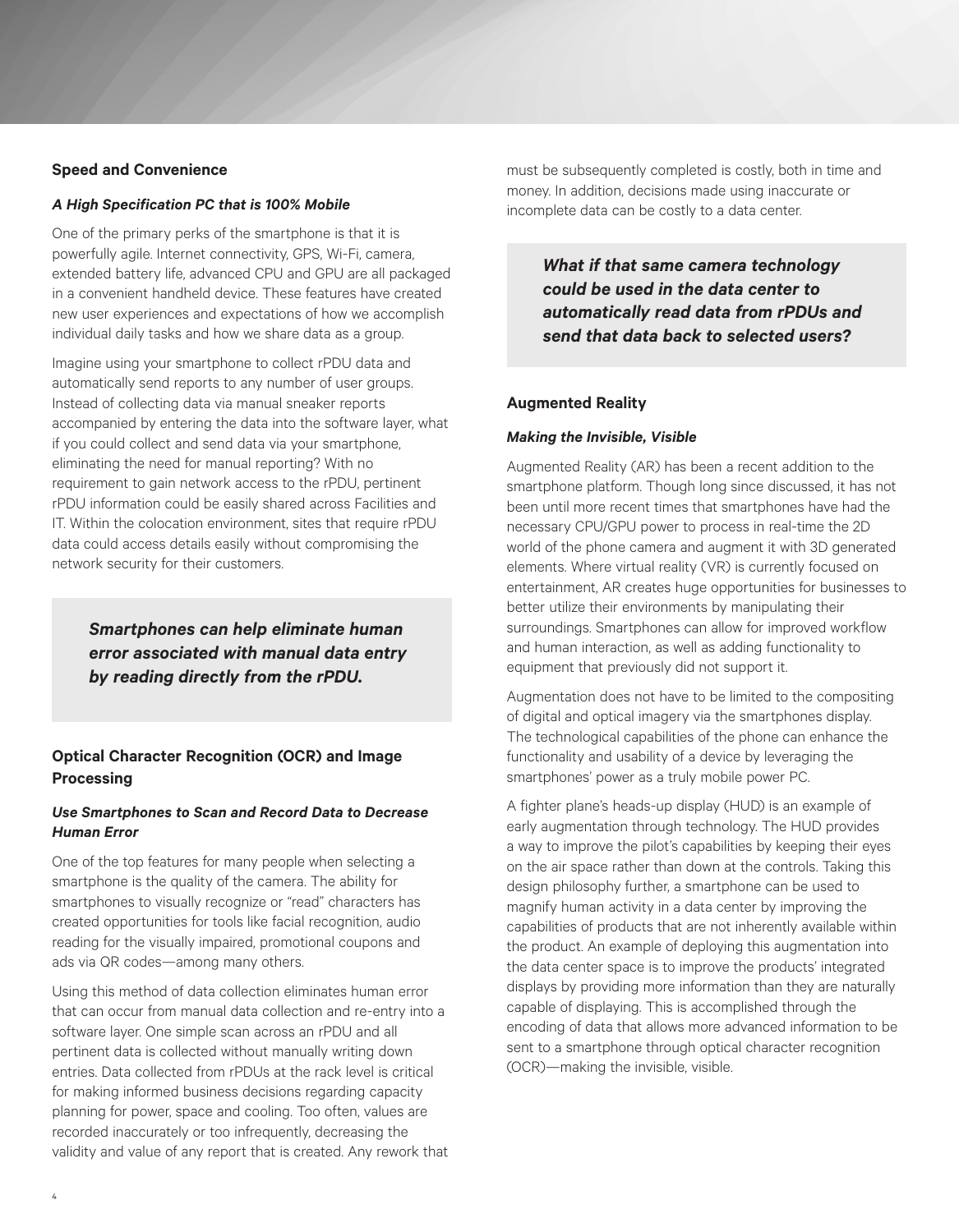## Speed and Convenience

### *A High Specification PC that is 100% Mobile*

One of the primary perks of the smartphone is that it is powerfully agile. Internet connectivity, GPS, Wi-Fi, camera, extended battery life, advanced CPU and GPU are all packaged in a convenient handheld device. These features have created new user experiences and expectations of how we accomplish individual daily tasks and how we share data as a group.

Imagine using your smartphone to collect rPDU data and automatically send reports to any number of user groups. Instead of collecting data via manual sneaker reports accompanied by entering the data into the software layer, what if you could collect and send data via your smartphone, eliminating the need for manual reporting? With no requirement to gain network access to the rPDU, pertinent rPDU information could be easily shared across Facilities and IT. Within the colocation environment, sites that require rPDU data could access details easily without compromising the network security for their customers.

> ***Smartphones can help eliminate human error associated with manual data entry by reading directly from the rPDU.***

## Optical Character Recognition (OCR) and Image Processing

### *Use Smartphones to Scan and Record Data to Decrease Human Error*

One of the top features for many people when selecting a smartphone is the quality of the camera. The ability for smartphones to visually recognize or "read" characters has created opportunities for tools like facial recognition, audio reading for the visually impaired, promotional coupons and ads via QR codes—among many others.

Using this method of data collection eliminates human error that can occur from manual data collection and re-entry into a software layer. One simple scan across an rPDU and all pertinent data is collected without manually writing down entries. Data collected from rPDUs at the rack level is critical for making informed business decisions regarding capacity planning for power, space and cooling. Too often, values are recorded inaccurately or too infrequently, decreasing the validity and value of any report that is created. Any rework that must be subsequently completed is costly, both in time and money. In addition, decisions made using inaccurate or incomplete data can be costly to a data center.

> ***What if that same camera technology could be used in the data center to automatically read data from rPDUs and send that data back to selected users?***

## Augmented Reality

### *Making the Invisible, Visible*

Augmented Reality (AR) has been a recent addition to the smartphone platform. Though long since discussed, it has not been until more recent times that smartphones have had the necessary CPU/GPU power to process in real-time the 2D world of the phone camera and augment it with 3D generated elements. Where virtual reality (VR) is currently focused on entertainment, AR creates huge opportunities for businesses to better utilize their environments by manipulating their surroundings. Smartphones can allow for improved workflow and human interaction, as well as adding functionality to equipment that previously did not support it.

Augmentation does not have to be limited to the compositing of digital and optical imagery via the smartphones display. The technological capabilities of the phone can enhance the functionality and usability of a device by leveraging the smartphones' power as a truly mobile power PC.

A fighter plane's heads-up display (HUD) is an example of early augmentation through technology. The HUD provides a way to improve the pilot's capabilities by keeping their eyes on the air space rather than down at the controls. Taking this design philosophy further, a smartphone can be used to magnify human activity in a data center by improving the capabilities of products that are not inherently available within the product. An example of deploying this augmentation into the data center space is to improve the products' integrated displays by providing more information than they are naturally capable of displaying. This is accomplished through the encoding of data that allows more advanced information to be sent to a smartphone through optical character recognition (OCR)—making the invisible, visible.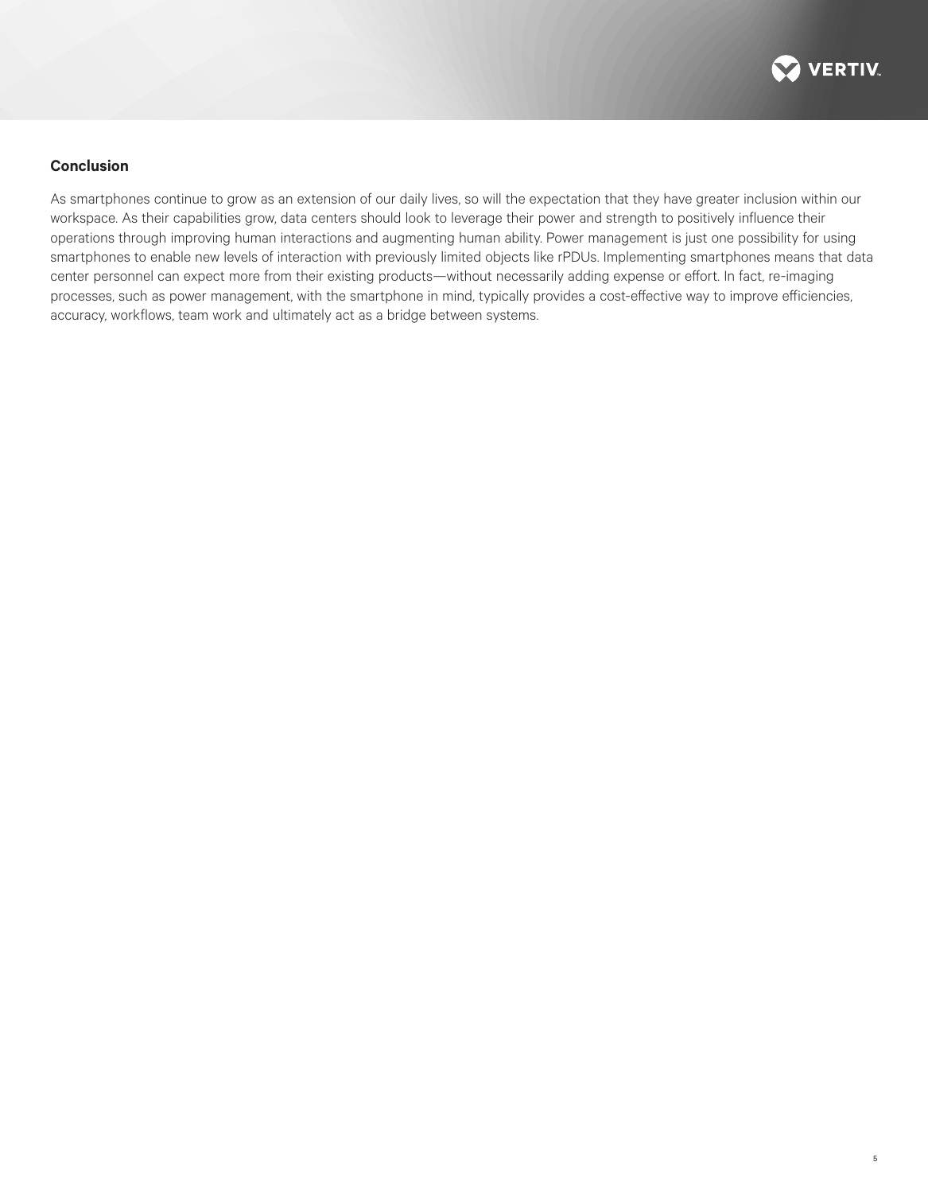## Conclusion

As smartphones continue to grow as an extension of our daily lives, so will the expectation that they have greater inclusion within our workspace. As their capabilities grow, data centers should look to leverage their power and strength to positively influence their operations through improving human interactions and augmenting human ability. Power management is just one possibility for using smartphones to enable new levels of interaction with previously limited objects like rPDUs. Implementing smartphones means that data center personnel can expect more from their existing products—without necessarily adding expense or effort. In fact, re-imaging processes, such as power management, with the smartphone in mind, typically provides a cost-effective way to improve efficiencies, accuracy, workflows, team work and ultimately act as a bridge between systems.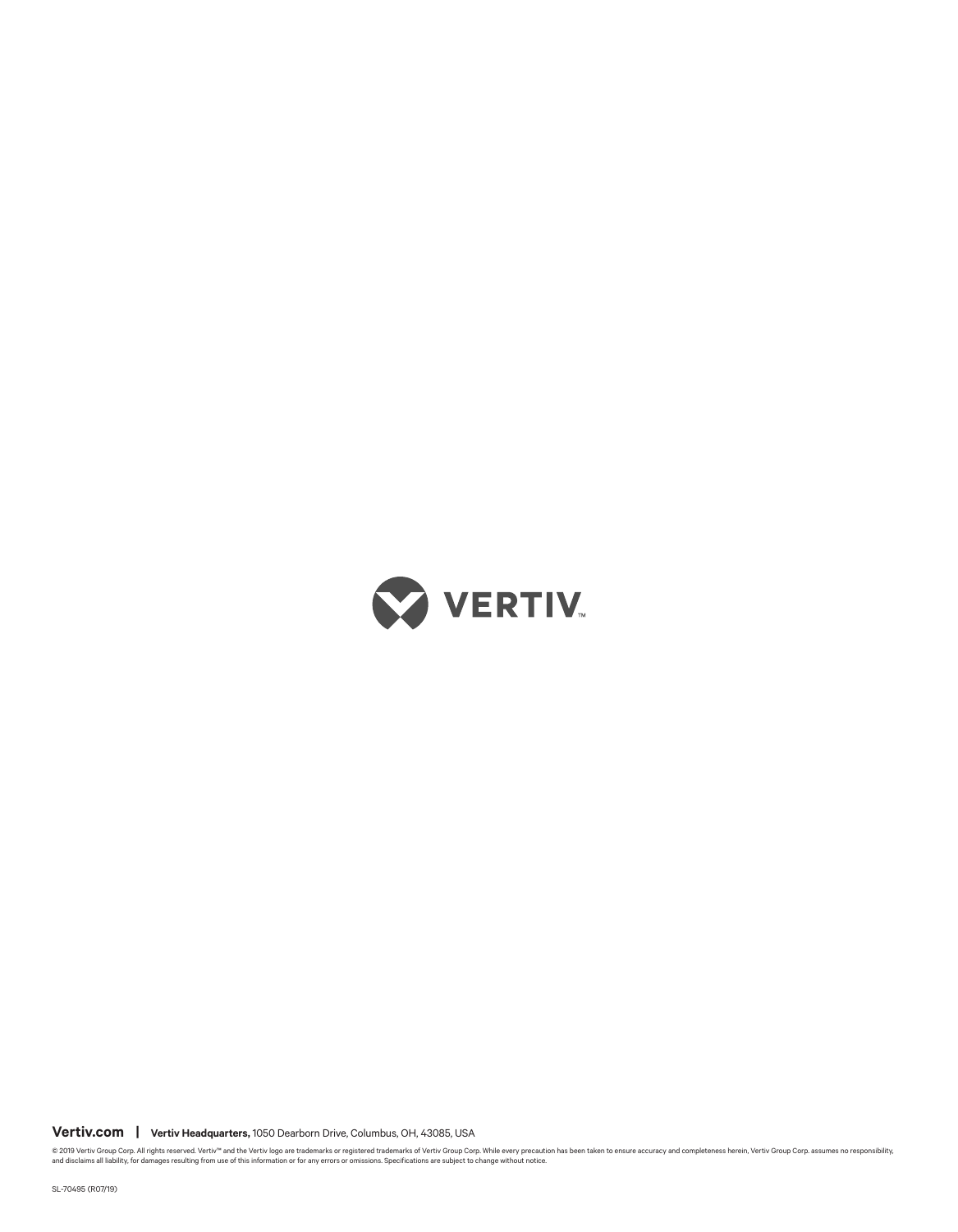VERTIV™

**Vertiv.com** | **Vertiv Headquarters,** 1050 Dearborn Drive, Columbus, OH, 43085, USA

© 2019 Vertiv Group Corp. All rights reserved. Vertiv™ and the Vertiv logo are trademarks or registered trademarks of Vertiv Group Corp. While every precaution has been taken to ensure accuracy and completeness herein, Vertiv Group Corp. assumes no responsibility, and disclaims all liability, for damages resulting from use of this information or for any errors or omissions. Specifications are subject to change without notice.

SL-70495 (R07/19)